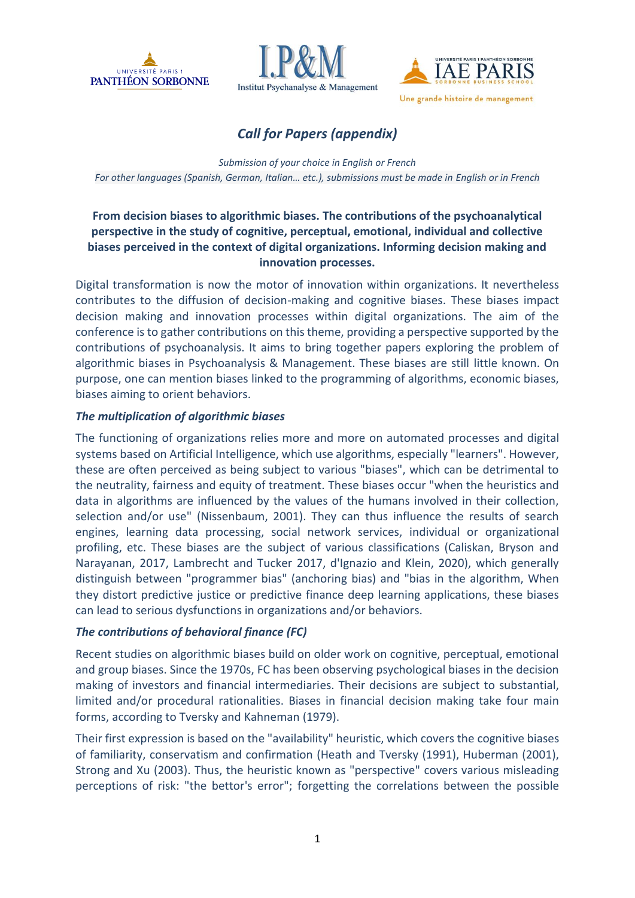## *Call for Papers (appendix)*

*Submission of your choice in English or French*
*For other languages (Spanish, German, Italian… etc.), submissions must be made in English or in French*

**From decision biases to algorithmic biases. The contributions of the psychoanalytical perspective in the study of cognitive, perceptual, emotional, individual and collective biases perceived in the context of digital organizations. Informing decision making and innovation processes.**

Digital transformation is now the motor of innovation within organizations. It nevertheless contributes to the diffusion of decision-making and cognitive biases. These biases impact decision making and innovation processes within digital organizations. The aim of the conference is to gather contributions on this theme, providing a perspective supported by the contributions of psychoanalysis. It aims to bring together papers exploring the problem of algorithmic biases in Psychoanalysis & Management. These biases are still little known. On purpose, one can mention biases linked to the programming of algorithms, economic biases, biases aiming to orient behaviors.

### *The multiplication of algorithmic biases*

The functioning of organizations relies more and more on automated processes and digital systems based on Artificial Intelligence, which use algorithms, especially "learners". However, these are often perceived as being subject to various "biases", which can be detrimental to the neutrality, fairness and equity of treatment. These biases occur "when the heuristics and data in algorithms are influenced by the values of the humans involved in their collection, selection and/or use" (Nissenbaum, 2001). They can thus influence the results of search engines, learning data processing, social network services, individual or organizational profiling, etc. These biases are the subject of various classifications (Caliskan, Bryson and Narayanan, 2017, Lambrecht and Tucker 2017, d'Ignazio and Klein, 2020), which generally distinguish between "programmer bias" (anchoring bias) and "bias in the algorithm, When they distort predictive justice or predictive finance deep learning applications, these biases can lead to serious dysfunctions in organizations and/or behaviors.

### *The contributions of behavioral finance (FC)*

Recent studies on algorithmic biases build on older work on cognitive, perceptual, emotional and group biases. Since the 1970s, FC has been observing psychological biases in the decision making of investors and financial intermediaries. Their decisions are subject to substantial, limited and/or procedural rationalities. Biases in financial decision making take four main forms, according to Tversky and Kahneman (1979).

Their first expression is based on the "availability" heuristic, which covers the cognitive biases of familiarity, conservatism and confirmation (Heath and Tversky (1991), Huberman (2001), Strong and Xu (2003). Thus, the heuristic known as "perspective" covers various misleading perceptions of risk: "the bettor's error"; forgetting the correlations between the possible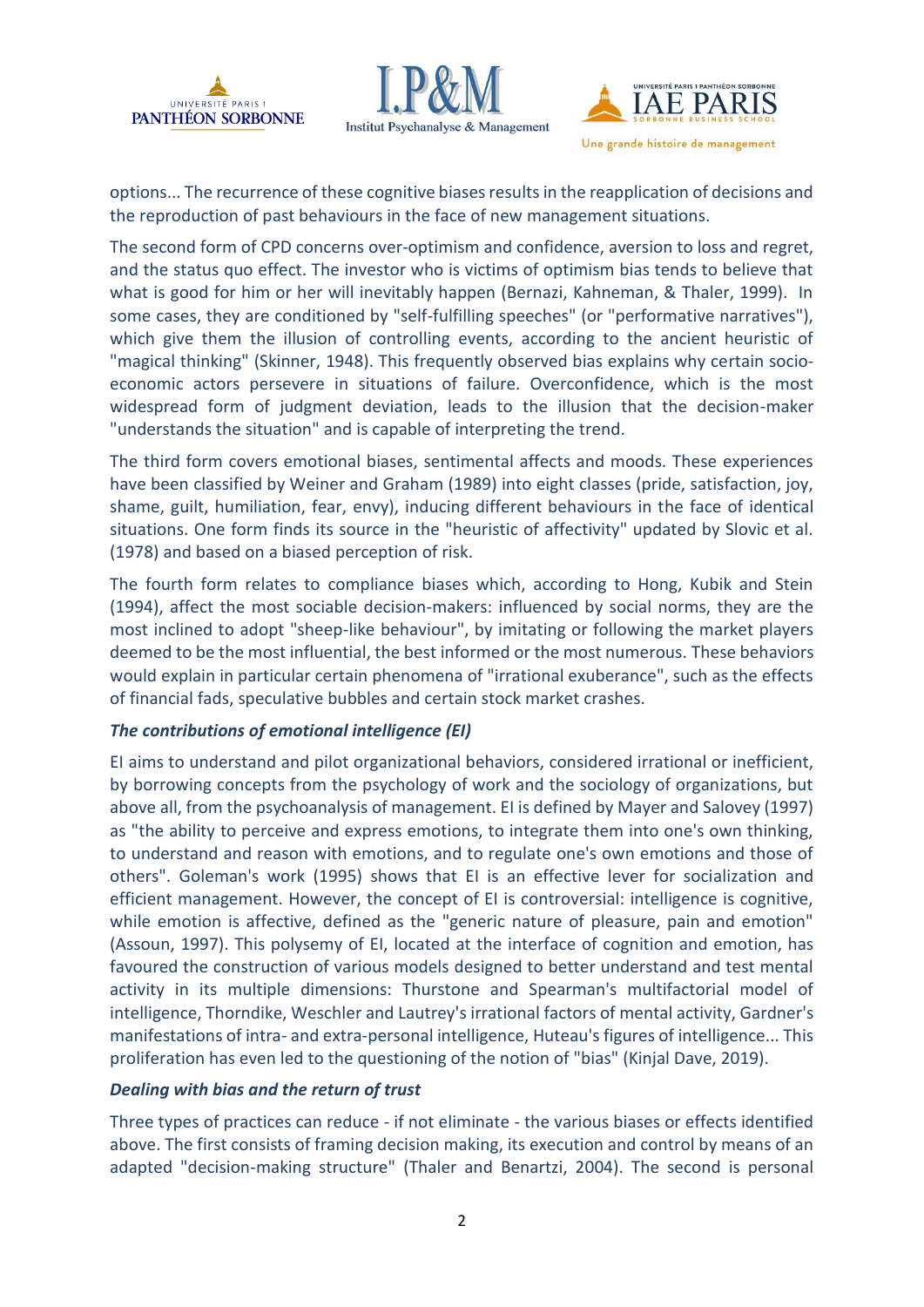options... The recurrence of these cognitive biases results in the reapplication of decisions and the reproduction of past behaviours in the face of new management situations.

The second form of CPD concerns over-optimism and confidence, aversion to loss and regret, and the status quo effect. The investor who is victims of optimism bias tends to believe that what is good for him or her will inevitably happen (Bernazi, Kahneman, & Thaler, 1999). In some cases, they are conditioned by "self-fulfilling speeches" (or "performative narratives"), which give them the illusion of controlling events, according to the ancient heuristic of "magical thinking" (Skinner, 1948). This frequently observed bias explains why certain socio-economic actors persevere in situations of failure. Overconfidence, which is the most widespread form of judgment deviation, leads to the illusion that the decision-maker "understands the situation" and is capable of interpreting the trend.

The third form covers emotional biases, sentimental affects and moods. These experiences have been classified by Weiner and Graham (1989) into eight classes (pride, satisfaction, joy, shame, guilt, humiliation, fear, envy), inducing different behaviours in the face of identical situations. One form finds its source in the "heuristic of affectivity" updated by Slovic et al. (1978) and based on a biased perception of risk.

The fourth form relates to compliance biases which, according to Hong, Kubik and Stein (1994), affect the most sociable decision-makers: influenced by social norms, they are the most inclined to adopt "sheep-like behaviour", by imitating or following the market players deemed to be the most influential, the best informed or the most numerous. These behaviors would explain in particular certain phenomena of "irrational exuberance", such as the effects of financial fads, speculative bubbles and certain stock market crashes.

***The contributions of emotional intelligence (EI)***

EI aims to understand and pilot organizational behaviors, considered irrational or inefficient, by borrowing concepts from the psychology of work and the sociology of organizations, but above all, from the psychoanalysis of management. EI is defined by Mayer and Salovey (1997) as "the ability to perceive and express emotions, to integrate them into one's own thinking, to understand and reason with emotions, and to regulate one's own emotions and those of others". Goleman's work (1995) shows that EI is an effective lever for socialization and efficient management. However, the concept of EI is controversial: intelligence is cognitive, while emotion is affective, defined as the "generic nature of pleasure, pain and emotion" (Assoun, 1997). This polysemy of EI, located at the interface of cognition and emotion, has favoured the construction of various models designed to better understand and test mental activity in its multiple dimensions: Thurstone and Spearman's multifactorial model of intelligence, Thorndike, Weschler and Lautrey's irrational factors of mental activity, Gardner's manifestations of intra- and extra-personal intelligence, Huteau's figures of intelligence... This proliferation has even led to the questioning of the notion of "bias" (Kinjal Dave, 2019).

***Dealing with bias and the return of trust***

Three types of practices can reduce - if not eliminate - the various biases or effects identified above. The first consists of framing decision making, its execution and control by means of an adapted "decision-making structure" (Thaler and Benartzi, 2004). The second is personal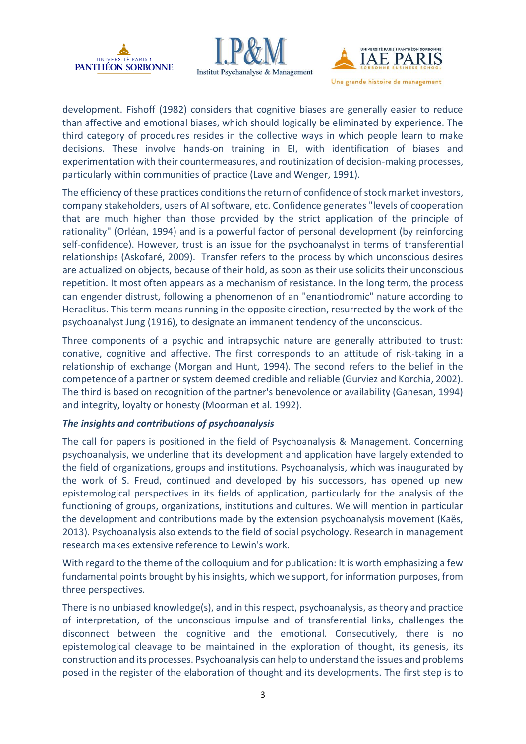development. Fishoff (1982) considers that cognitive biases are generally easier to reduce than affective and emotional biases, which should logically be eliminated by experience. The third category of procedures resides in the collective ways in which people learn to make decisions. These involve hands-on training in EI, with identification of biases and experimentation with their countermeasures, and routinization of decision-making processes, particularly within communities of practice (Lave and Wenger, 1991).

The efficiency of these practices conditions the return of confidence of stock market investors, company stakeholders, users of AI software, etc. Confidence generates "levels of cooperation that are much higher than those provided by the strict application of the principle of rationality" (Orléan, 1994) and is a powerful factor of personal development (by reinforcing self-confidence). However, trust is an issue for the psychoanalyst in terms of transferential relationships (Askofaré, 2009). Transfer refers to the process by which unconscious desires are actualized on objects, because of their hold, as soon as their use solicits their unconscious repetition. It most often appears as a mechanism of resistance. In the long term, the process can engender distrust, following a phenomenon of an "enantiodromic" nature according to Heraclitus. This term means running in the opposite direction, resurrected by the work of the psychoanalyst Jung (1916), to designate an immanent tendency of the unconscious.

Three components of a psychic and intrapsychic nature are generally attributed to trust: conative, cognitive and affective. The first corresponds to an attitude of risk-taking in a relationship of exchange (Morgan and Hunt, 1994). The second refers to the belief in the competence of a partner or system deemed credible and reliable (Gurviez and Korchia, 2002). The third is based on recognition of the partner's benevolence or availability (Ganesan, 1994) and integrity, loyalty or honesty (Moorman et al. 1992).

***The insights and contributions of psychoanalysis***

The call for papers is positioned in the field of Psychoanalysis & Management. Concerning psychoanalysis, we underline that its development and application have largely extended to the field of organizations, groups and institutions. Psychoanalysis, which was inaugurated by the work of S. Freud, continued and developed by his successors, has opened up new epistemological perspectives in its fields of application, particularly for the analysis of the functioning of groups, organizations, institutions and cultures. We will mention in particular the development and contributions made by the extension psychoanalysis movement (Kaës, 2013). Psychoanalysis also extends to the field of social psychology. Research in management research makes extensive reference to Lewin's work.

With regard to the theme of the colloquium and for publication: It is worth emphasizing a few fundamental points brought by his insights, which we support, for information purposes, from three perspectives.

There is no unbiased knowledge(s), and in this respect, psychoanalysis, as theory and practice of interpretation, of the unconscious impulse and of transferential links, challenges the disconnect between the cognitive and the emotional. Consecutively, there is no epistemological cleavage to be maintained in the exploration of thought, its genesis, its construction and its processes. Psychoanalysis can help to understand the issues and problems posed in the register of the elaboration of thought and its developments. The first step is to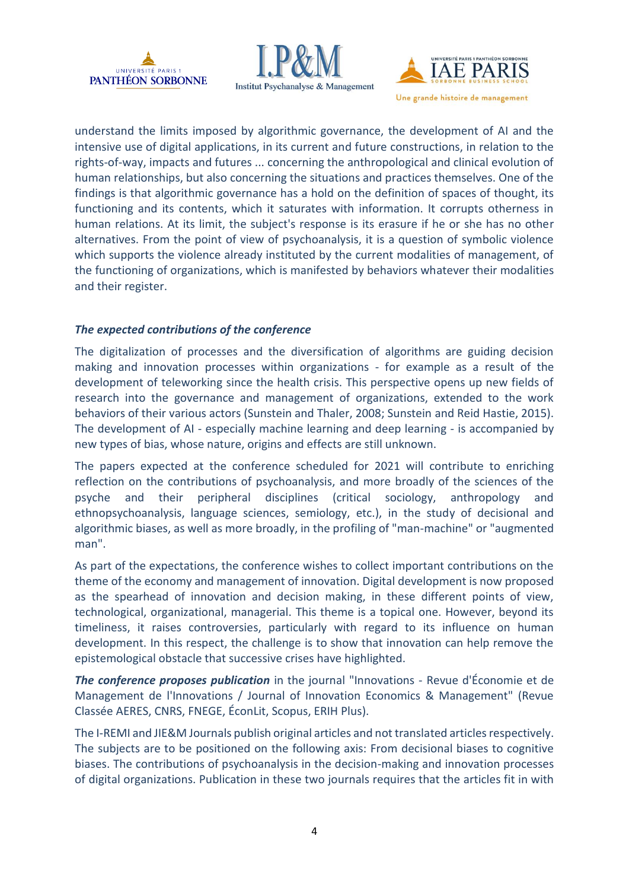understand the limits imposed by algorithmic governance, the development of AI and the intensive use of digital applications, in its current and future constructions, in relation to the rights-of-way, impacts and futures ... concerning the anthropological and clinical evolution of human relationships, but also concerning the situations and practices themselves. One of the findings is that algorithmic governance has a hold on the definition of spaces of thought, its functioning and its contents, which it saturates with information. It corrupts otherness in human relations. At its limit, the subject's response is its erasure if he or she has no other alternatives. From the point of view of psychoanalysis, it is a question of symbolic violence which supports the violence already instituted by the current modalities of management, of the functioning of organizations, which is manifested by behaviors whatever their modalities and their register.

### *The expected contributions of the conference*

The digitalization of processes and the diversification of algorithms are guiding decision making and innovation processes within organizations - for example as a result of the development of teleworking since the health crisis. This perspective opens up new fields of research into the governance and management of organizations, extended to the work behaviors of their various actors (Sunstein and Thaler, 2008; Sunstein and Reid Hastie, 2015). The development of AI - especially machine learning and deep learning - is accompanied by new types of bias, whose nature, origins and effects are still unknown.

The papers expected at the conference scheduled for 2021 will contribute to enriching reflection on the contributions of psychoanalysis, and more broadly of the sciences of the psyche and their peripheral disciplines (critical sociology, anthropology and ethnopsychoanalysis, language sciences, semiology, etc.), in the study of decisional and algorithmic biases, as well as more broadly, in the profiling of "man-machine" or "augmented man".

As part of the expectations, the conference wishes to collect important contributions on the theme of the economy and management of innovation. Digital development is now proposed as the spearhead of innovation and decision making, in these different points of view, technological, organizational, managerial. This theme is a topical one. However, beyond its timeliness, it raises controversies, particularly with regard to its influence on human development. In this respect, the challenge is to show that innovation can help remove the epistemological obstacle that successive crises have highlighted.

***The conference proposes publication*** in the journal "Innovations - Revue d'Économie et de Management de l'Innovations / Journal of Innovation Economics & Management" (Revue Classée AERES, CNRS, FNEGE, ÉconLit, Scopus, ERIH Plus).

The I-REMI and JIE&M Journals publish original articles and not translated articles respectively. The subjects are to be positioned on the following axis: From decisional biases to cognitive biases. The contributions of psychoanalysis in the decision-making and innovation processes of digital organizations. Publication in these two journals requires that the articles fit in with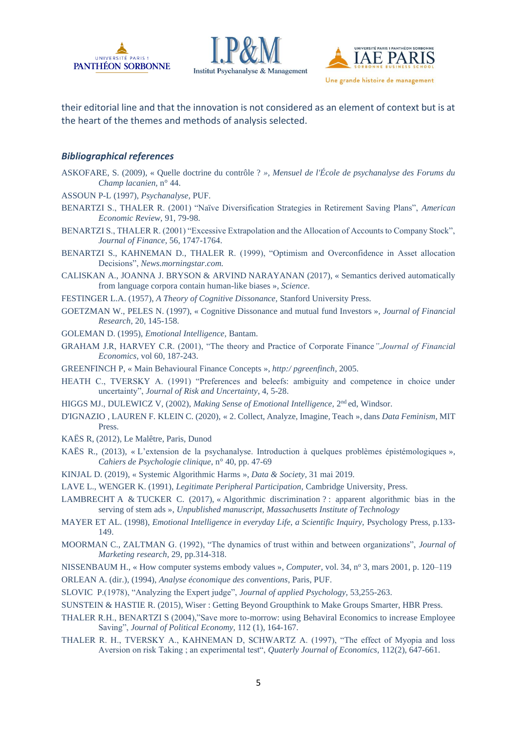their editorial line and that the innovation is not considered as an element of context but is at the heart of the themes and methods of analysis selected.

### *Bibliographical references*

ASKOFARE, S. (2009), « Quelle doctrine du contrôle ? », *Mensuel de l'École de psychanalyse des Forums du Champ lacanien*, n° 44.

ASSOUN P-L (1997), *Psychanalyse*, PUF.

BENARTZI S., THALER R. (2001) “Naïve Diversification Strategies in Retirement Saving Plans”, *American Economic Review*, 91, 79-98.

BENARTZI S., THALER R. (2001) “Excessive Extrapolation and the Allocation of Accounts to Company Stock”, *Journal of Finance*, 56, 1747-1764.

BENARTZI S., KAHNEMAN D., THALER R. (1999), “Optimism and Overconfidence in Asset allocation Decisions”, *News.morningstar.com.*

CALISKAN A., JOANNA J. BRYSON & ARVIND NARAYANAN (2017), « Semantics derived automatically from language corpora contain human-like biases », *Science*.

FESTINGER L.A. (1957), *A Theory of Cognitive Dissonance*, Stanford University Press.

GOETZMAN W., PELES N. (1997), « Cognitive Dissonance and mutual fund Investors », *Journal of Financial Research*, 20, 145-158.

GOLEMAN D. (1995), *Emotional Intelligence*, Bantam.

GRAHAM J.R, HARVEY C.R. (2001), “The theory and Practice of Corporate Finance*”,Journal of Financial Economics*, vol 60, 187-243.

GREENFINCH P, « Main Behavioural Finance Concepts », *http:/ pgreenfinch*, 2005.

HEATH C., TVERSKY A. (1991) “Preferences and beleefs: ambiguity and competence in choice under uncertainty”, *Journal of Risk and Uncertainty*, 4, 5-28.

HIGGS MJ., DULEWICZ V, (2002), *Making Sense of Emotional Intelligence*, 2nd ed, Windsor.

D'IGNAZIO , LAUREN F. KLEIN C. (2020), « 2. Collect, Analyze, Imagine, Teach », dans *Data Feminism*, MIT Press.

KAËS R, (2012), Le Malêtre, Paris, Dunod

KAËS R., (2013), « L’extension de la psychanalyse. Introduction à quelques problèmes épistémologiques », *Cahiers de Psychologie clinique*, n° 40, pp. 47-69

KINJAL D. (2019), « Systemic Algorithmic Harms », *Data & Society*, 31 mai 2019.

LAVE L., WENGER K. (1991), *Legitimate Peripheral Participation*, Cambridge University, Press.

LAMBRECHT A & TUCKER C. (2017), « Algorithmic discrimination ? : apparent algorithmic bias in the serving of stem ads », *Unpublished manuscript, Massachusetts Institute of Technology*

MAYER ET AL. (1998), *Emotional Intelligence in everyday Life, a Scientific Inquiry*, Psychology Press, p.133-149.

MOORMAN C., ZALTMAN G. (1992), “The dynamics of trust within and between organizations”, *Journal of Marketing research*, 29, pp.314-318.

NISSENBAUM H., « How computer systems embody values », *Computer*, vol. 34, nº 3, mars 2001, p. 120–119

ORLEAN A. (dir.), (1994), *Analyse économique des conventions*, Paris, PUF.

SLOVIC P.(1978), “Analyzing the Expert judge”, *Journal of applied Psychology*, 53,255-263.

SUNSTEIN & HASTIE R. (2015), Wiser : Getting Beyond Groupthink to Make Groups Smarter, HBR Press.

THALER R.H., BENARTZI S (2004),”Save more to-morrow: using Behaviral Economics to increase Employee Saving”, *Journal of Political Economy*, 112 (1), 164-167.

THALER R. H., TVERSKY A., KAHNEMAN D, SCHWARTZ A. (1997), “The effect of Myopia and loss Aversion on risk Taking ; an experimental test“, *Quaterly Journal of Economics*, 112(2), 647-661.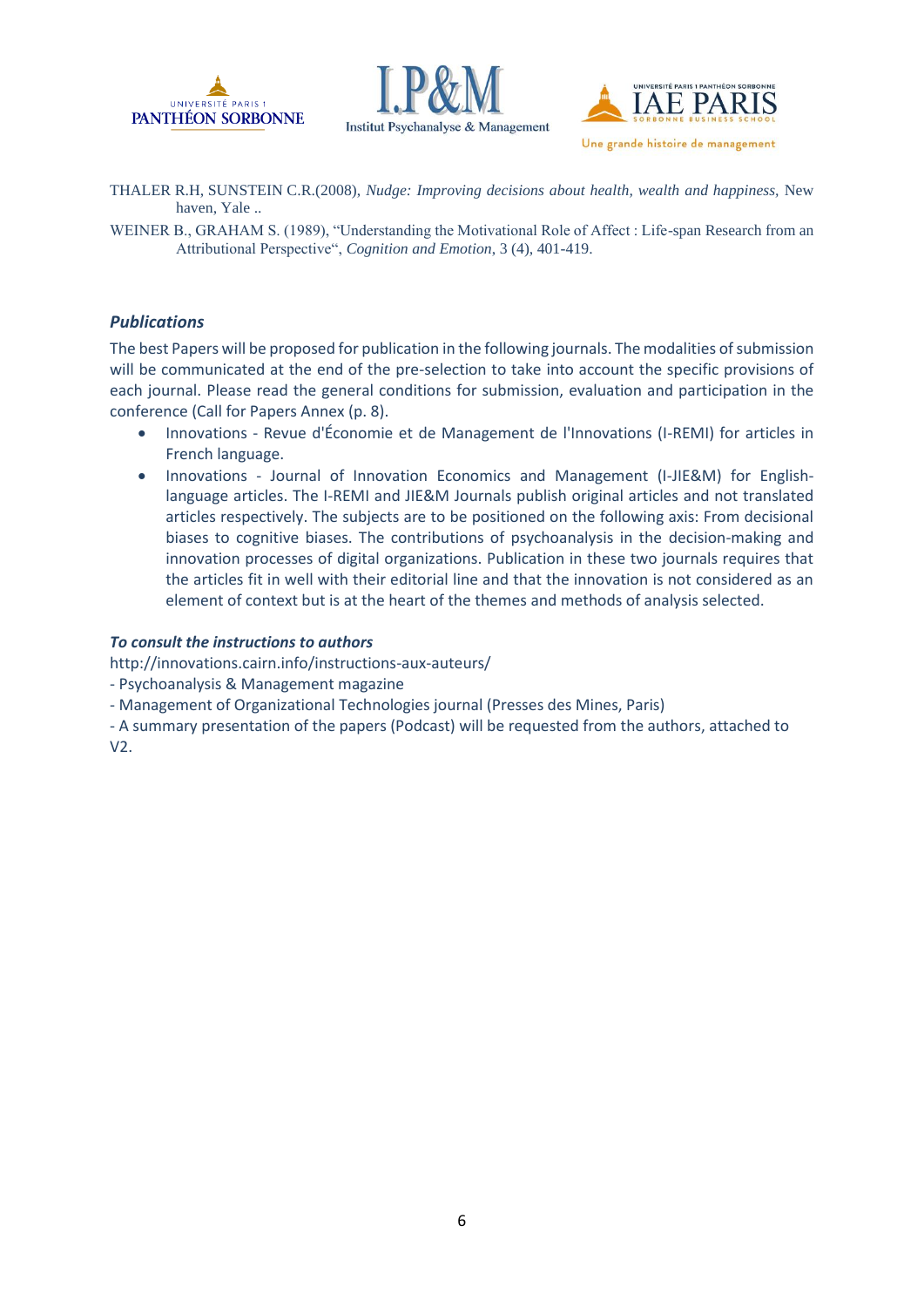THALER R.H, SUNSTEIN C.R.(2008), *Nudge: Improving decisions about health, wealth and happiness*, New haven, Yale ..

WEINER B., GRAHAM S. (1989), "Understanding the Motivational Role of Affect : Life-span Research from an Attributional Perspective", *Cognition and Emotion*, 3 (4), 401-419.

### *Publications*

The best Papers will be proposed for publication in the following journals. The modalities of submission will be communicated at the end of the pre-selection to take into account the specific provisions of each journal. Please read the general conditions for submission, evaluation and participation in the conference (Call for Papers Annex (p. 8).

- Innovations - Revue d'Économie et de Management de l'Innovations (I-REMI) for articles in French language.
- Innovations - Journal of Innovation Economics and Management (I-JIE&M) for English-language articles. The I-REMI and JIE&M Journals publish original articles and not translated articles respectively. The subjects are to be positioned on the following axis: From decisional biases to cognitive biases. The contributions of psychoanalysis in the decision-making and innovation processes of digital organizations. Publication in these two journals requires that the articles fit in well with their editorial line and that the innovation is not considered as an element of context but is at the heart of the themes and methods of analysis selected.

### *To consult the instructions to authors*

http://innovations.cairn.info/instructions-aux-auteurs/

- Psychoanalysis & Management magazine
- Management of Organizational Technologies journal (Presses des Mines, Paris)
- A summary presentation of the papers (Podcast) will be requested from the authors, attached to V2.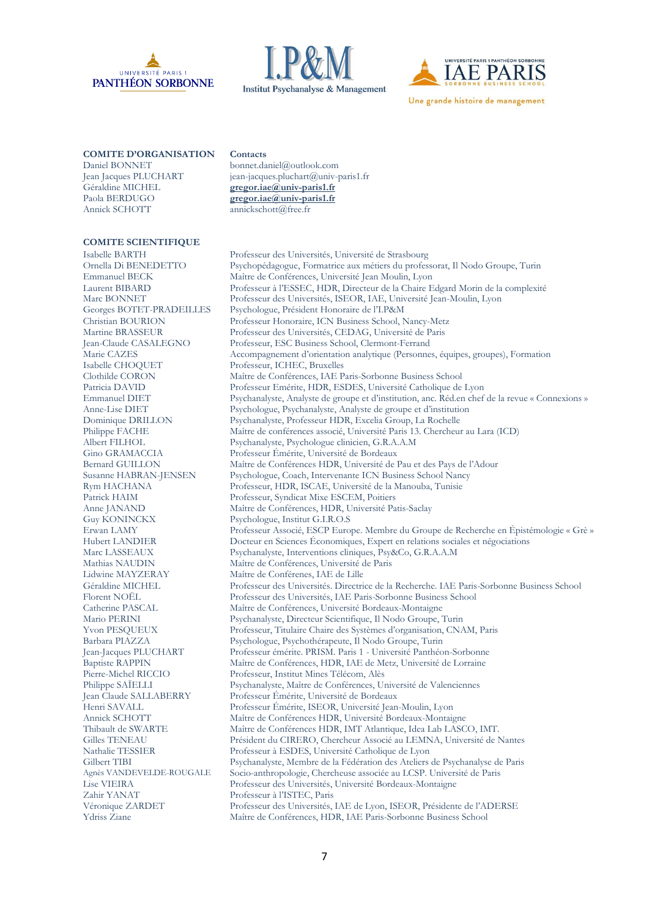UNIVERSITÉ PARIS 1 PANTHÉON SORBONNE

I.P&M Institut Psychanalyse & Management

UNIVERSITÉ PARIS 1 PANTHÉON SORBONNE IAE PARIS SORBONNE BUSINESS SCHOOL

Une grande histoire de management

| **COMITE D'ORGANISATION** | **Contacts** |
|---|---|
| Daniel BONNET | bonnet.daniel@outlook.com |
| Jean Jacques PLUCHART | jean-jacques.pluchart@univ-paris1.fr |
| Géraldine MICHEL | **gregor.iae@univ-paris1.fr** |
| Paola BERDUGO | **gregor.iae@univ-paris1.fr** |
| Annick SCHOTT | annickschott@free.fr |

**COMITE SCIENTIFIQUE**

| | |
|---|---|
| Isabelle BARTH | Professeur des Universités, Université de Strasbourg |
| Ornella Di BENEDETTO | Psychopédagogue, Formatrice aux métiers du professorat, Il Nodo Groupe, Turin |
| Emmanuel BECK | Maître de Conférences, Université Jean Moulin, Lyon |
| Laurent BIBARD | Professeur à l'ESSEC, HDR, Directeur de la Chaire Edgard Morin de la complexité |
| Marc BONNET | Professeur des Universités, ISEOR, IAE, Université Jean-Moulin, Lyon |
| Georges BOTET-PRADEILLES | Psychologue, Président Honoraire de l'I.P&M |
| Christian BOURION | Professeur Honoraire, ICN Business School, Nancy-Metz |
| Martine BRASSEUR | Professeur des Universités, CEDAG, Université de Paris |
| Jean-Claude CASALEGNO | Professeur, ESC Business School, Clermont-Ferrand |
| Marie CAZES | Accompagnement d'orientation analytique (Personnes, équipes, groupes), Formation |
| Isabelle CHOQUET | Professeur, ICHEC, Bruxelles |
| Clothilde CORON | Maître de Conférences, IAE Paris-Sorbonne Business School |
| Patricia DAVID | Professeur Emérite, HDR, ESDES, Université Catholique de Lyon |
| Emmanuel DIET | Psychanalyste, Analyste de groupe et d'institution, anc. Réd.en chef de la revue « Connexions » |
| Anne-Lise DIET | Psychologue, Psychanalyste, Analyste de groupe et d'institution |
| Dominique DRILLON | Psychanalyste, Professeur HDR, Excelia Group, La Rochelle |
| Philippe FACHE | Maître de conférences associé, Université Paris 13. Chercheur au Lara (ICD) |
| Albert FILHOL | Psychanalyste, Psychologue clinicien, G.R.A.A.M |
| Gino GRAMACCIA | Professeur Émérite, Université de Bordeaux |
| Bernard GUILLON | Maître de Conférences HDR, Université de Pau et des Pays de l'Adour |
| Susanne HABRAN-JENSEN | Psychologue, Coach, Intervenante ICN Business School Nancy |
| Rym HACHANA | Professeur, HDR, ISCAE, Université de la Manouba, Tunisie |
| Patrick HAIM | Professeur, Syndicat Mixe ESCEM, Poitiers |
| Anne JANAND | Maître de Conférences, HDR, Université Patis-Saclay |
| Guy KONINCKX | Psychologue, Institut G.I.R.O.S |
| Erwan LAMY | Professeur Associé, ESCP Europe. Membre du Groupe de Recherche en Épistémologie « Grè » |
| Hubert LANDIER | Docteur en Sciences Économiques, Expert en relations sociales et négociations |
| Marc LASSEAUX | Psychanalyste, Interventions cliniques, Psy&Co, G.R.A.A.M |
| Mathias NAUDIN | Maître de Conférences, Université de Paris |
| Lidwine MAYZERAY | Maître de Conférenes, IAE de Lille |
| Géraldine MICHEL | Professeur des Universités. Directrice de la Recherche. IAE Paris-Sorbonne Business School |
| Florent NOËL | Professeur des Universités, IAE Paris-Sorbonne Business School |
| Catherine PASCAL | Maître de Conférences, Université Bordeaux-Montaigne |
| Mario PERINI | Psychanalyste, Directeur Scientifique, Il Nodo Groupe, Turin |
| Yvon PESQUEUX | Professeur, Titulaire Chaire des Systèmes d'organisation, CNAM, Paris |
| Barbara PIAZZA | Psychologue, Psychothérapeute, Il Nodo Groupe, Turin |
| Jean-Jacques PLUCHART | Professeur émérite. PRISM. Paris 1 - Université Panthéon-Sorbonne |
| Baptiste RAPPIN | Maître de Conférences, HDR, IAE de Metz, Université de Lorraine |
| Pierre-Michel RICCIO | Professeur, Institut Mines Télécom, Alès |
| Philippe SAÏELLI | Psychanalyste, Maître de Conférences, Université de Valenciennes |
| Jean Claude SALLABERRY | Professeur Émérite, Université de Bordeaux |
| Henri SAVALL | Professeur Émérite, ISEOR, Université Jean-Moulin, Lyon |
| Annick SCHOTT | Maître de Conférences HDR, Université Bordeaux-Montaigne |
| Thibault de SWARTE | Maître de Conférences HDR, IMT Atlantique, Idea Lab LASCO, IMT. |
| Gilles TENEAU | Président du CIRERO, Chercheur Associé au LEMNA, Université de Nantes |
| Nathalie TESSIER | Professeur à ESDES, Université Catholique de Lyon |
| Gilbert TIBI | Psychanalyste, Membre de la Fédération des Ateliers de Psychanalyse de Paris |
| Agnès VANDEVELDE-ROUGALE | Socio-anthropologie, Chercheuse associée au LCSP. Université de Paris |
| Lise VIEIRA | Professeur des Universités, Université Bordeaux-Montaigne |
| Zahir YANAT | Professeur à l'ISTEC, Paris |
| Véronique ZARDET | Professeur des Universités, IAE de Lyon, ISEOR, Présidente de l'ADERSE |
| Ydriss Ziane | Maître de Conférences, HDR, IAE Paris-Sorbonne Business School |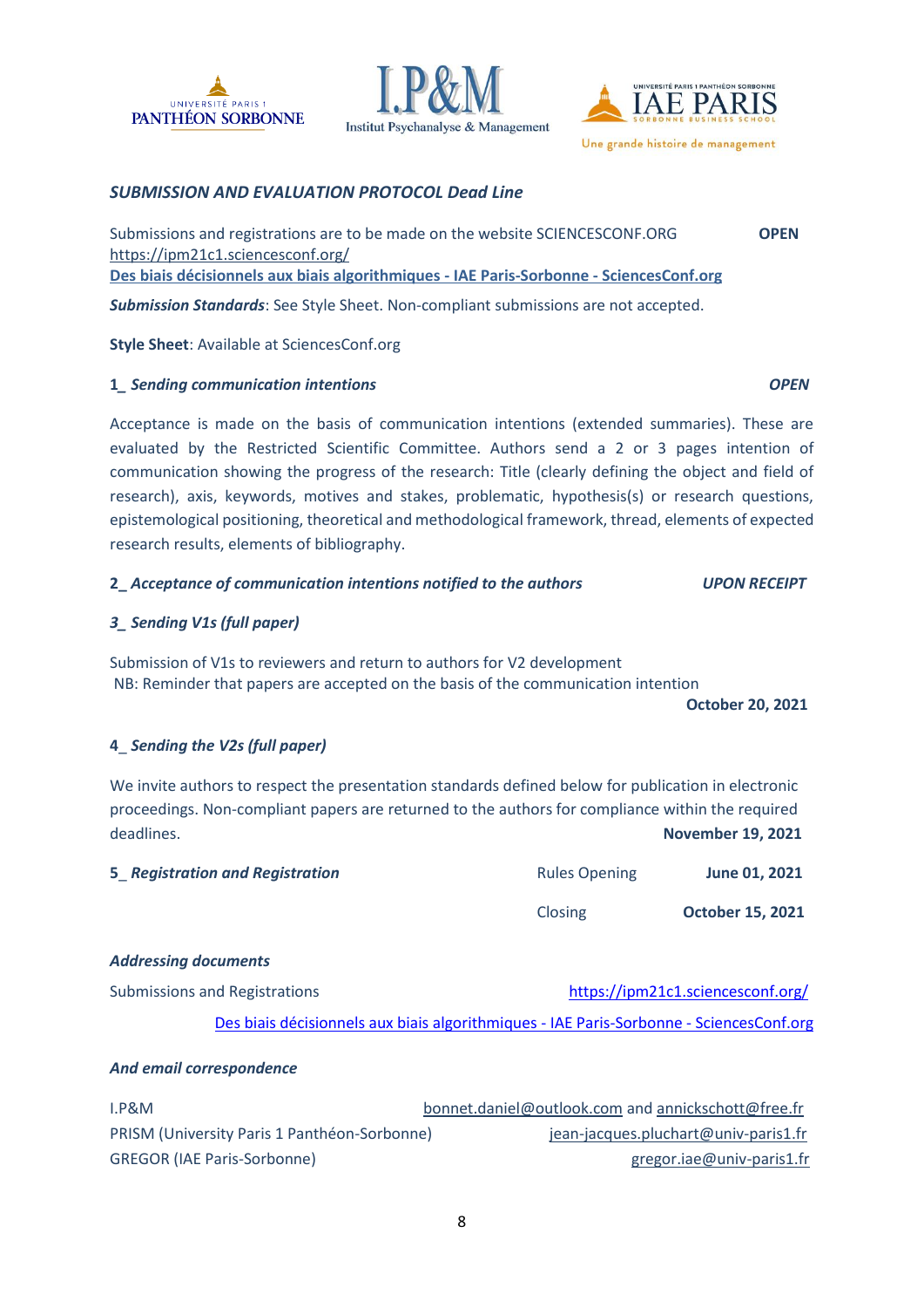UNIVERSITÉ PARIS 1 PANTHÉON SORBONNE

I.P&M Institut Psychanalyse & Management

UNIVERSITÉ PARIS 1 PANTHÉON SORBONNE IAE PARIS SORBONNE BUSINESS SCHOOL Une grande histoire de management

### *SUBMISSION AND EVALUATION PROTOCOL Dead Line*

Submissions and registrations are to be made on the website SCIENCESCONF.ORG **OPEN**
https://ipm21c1.sciencesconf.org/
**Des biais décisionnels aux biais algorithmiques - IAE Paris-Sorbonne - SciencesConf.org**

***Submission Standards***: See Style Sheet. Non-compliant submissions are not accepted.

**Style Sheet**: Available at SciencesConf.org

**1_ *Sending communication intentions*** ***OPEN***

Acceptance is made on the basis of communication intentions (extended summaries). These are evaluated by the Restricted Scientific Committee. Authors send a 2 or 3 pages intention of communication showing the progress of the research: Title (clearly defining the object and field of research), axis, keywords, motives and stakes, problematic, hypothesis(s) or research questions, epistemological positioning, theoretical and methodological framework, thread, elements of expected research results, elements of bibliography.

**2_ *Acceptance of communication intentions notified to the authors*** ***UPON RECEIPT***

***3_ Sending V1s (full paper)***

Submission of V1s to reviewers and return to authors for V2 development
NB: Reminder that papers are accepted on the basis of the communication intention
**October 20, 2021**

**4_ *Sending the V2s (full paper)***

We invite authors to respect the presentation standards defined below for publication in electronic proceedings. Non-compliant papers are returned to the authors for compliance within the required deadlines. **November 19, 2021**

| **5_ *Registration and Registration*** | Rules Opening | **June 01, 2021** |
|---|---|---|
| | Closing | **October 15, 2021** |

***Addressing documents***

Submissions and Registrations https://ipm21c1.sciencesconf.org/

Des biais décisionnels aux biais algorithmiques - IAE Paris-Sorbonne - SciencesConf.org

***And email correspondence***

| | |
|---|---|
| I.P&M | bonnet.daniel@outlook.com and annickschott@free.fr |
| PRISM (University Paris 1 Panthéon-Sorbonne) | jean-jacques.pluchart@univ-paris1.fr |
| GREGOR (IAE Paris-Sorbonne) | gregor.iae@univ-paris1.fr |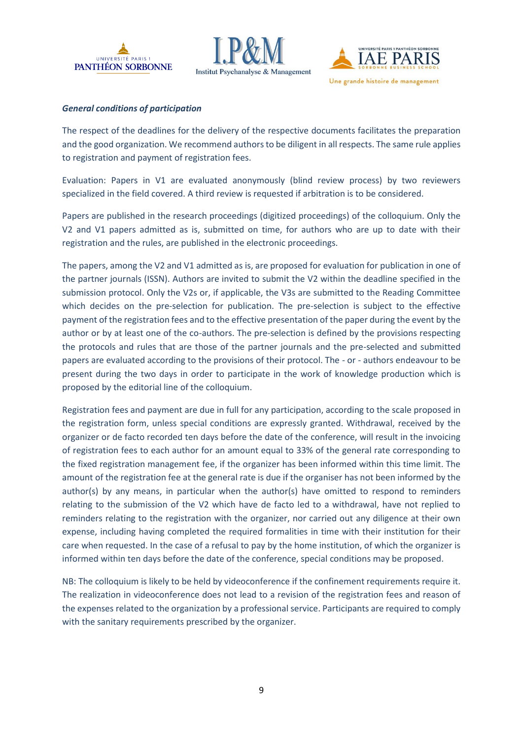***General conditions of participation***

The respect of the deadlines for the delivery of the respective documents facilitates the preparation and the good organization. We recommend authors to be diligent in all respects. The same rule applies to registration and payment of registration fees.

Evaluation: Papers in V1 are evaluated anonymously (blind review process) by two reviewers specialized in the field covered. A third review is requested if arbitration is to be considered.

Papers are published in the research proceedings (digitized proceedings) of the colloquium. Only the V2 and V1 papers admitted as is, submitted on time, for authors who are up to date with their registration and the rules, are published in the electronic proceedings.

The papers, among the V2 and V1 admitted as is, are proposed for evaluation for publication in one of the partner journals (ISSN). Authors are invited to submit the V2 within the deadline specified in the submission protocol. Only the V2s or, if applicable, the V3s are submitted to the Reading Committee which decides on the pre-selection for publication. The pre-selection is subject to the effective payment of the registration fees and to the effective presentation of the paper during the event by the author or by at least one of the co-authors. The pre-selection is defined by the provisions respecting the protocols and rules that are those of the partner journals and the pre-selected and submitted papers are evaluated according to the provisions of their protocol. The - or - authors endeavour to be present during the two days in order to participate in the work of knowledge production which is proposed by the editorial line of the colloquium.

Registration fees and payment are due in full for any participation, according to the scale proposed in the registration form, unless special conditions are expressly granted. Withdrawal, received by the organizer or de facto recorded ten days before the date of the conference, will result in the invoicing of registration fees to each author for an amount equal to 33% of the general rate corresponding to the fixed registration management fee, if the organizer has been informed within this time limit. The amount of the registration fee at the general rate is due if the organiser has not been informed by the author(s) by any means, in particular when the author(s) have omitted to respond to reminders relating to the submission of the V2 which have de facto led to a withdrawal, have not replied to reminders relating to the registration with the organizer, nor carried out any diligence at their own expense, including having completed the required formalities in time with their institution for their care when requested. In the case of a refusal to pay by the home institution, of which the organizer is informed within ten days before the date of the conference, special conditions may be proposed.

NB: The colloquium is likely to be held by videoconference if the confinement requirements require it. The realization in videoconference does not lead to a revision of the registration fees and reason of the expenses related to the organization by a professional service. Participants are required to comply with the sanitary requirements prescribed by the organizer.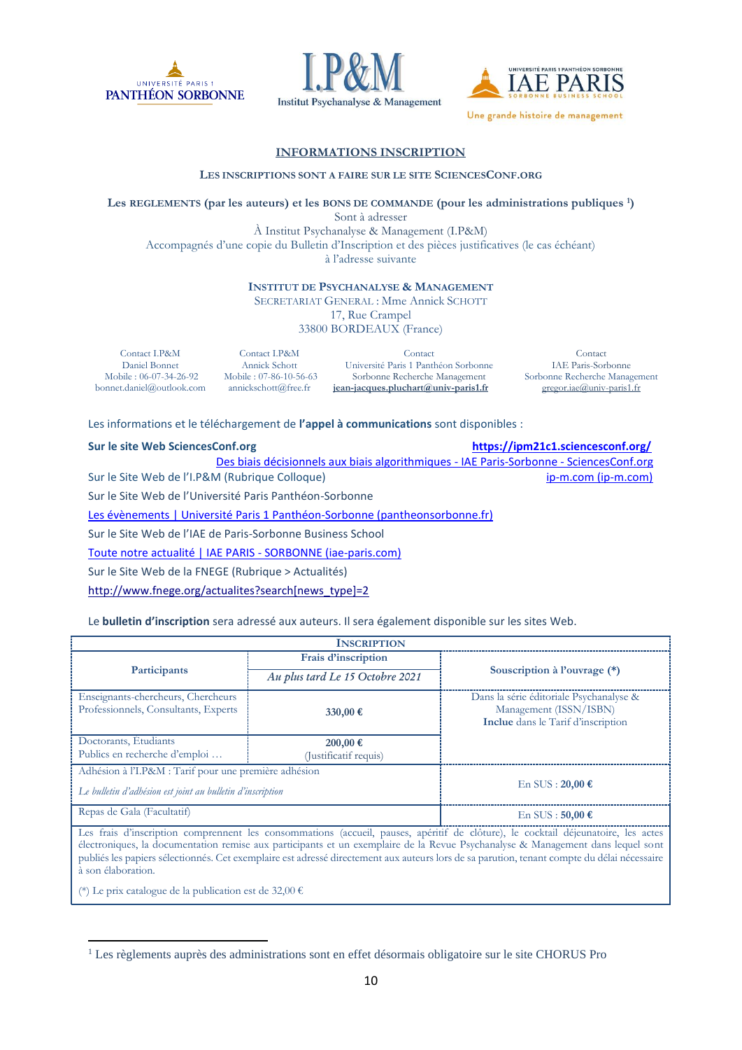UNIVERSITÉ PARIS 1 PANTHÉON SORBONNE

I.P&M
Institut Psychanalyse & Management

UNIVERSITÉ PARIS 1 PANTHÉON SORBONNE
IAE PARIS
SORBONNE BUSINESS SCHOOL
Une grande histoire de management

## INFORMATIONS INSCRIPTION

**LES INSCRIPTIONS SONT A FAIRE SUR LE SITE SCIENCESCONF.ORG**

**Les REGLEMENTS (par les auteurs) et les BONS DE COMMANDE (pour les administrations publiques [1])**
Sont à adresser
À Institut Psychanalyse & Management (I.P&M)
Accompagnés d'une copie du Bulletin d'Inscription et des pièces justificatives (le cas échéant)
à l'adresse suivante

**INSTITUT DE PSYCHANALYSE & MANAGEMENT**
SECRETARIAT GENERAL : Mme Annick SCHOTT
17, Rue Crampel
33800 BORDEAUX (France)

| Contact I.P&M | Contact I.P&M | Contact | Contact |
|---|---|---|---|
| Daniel Bonnet | Annick Schott | Université Paris 1 Panthéon Sorbonne | IAE Paris-Sorbonne |
| Mobile : 06-07-34-26-92 | Mobile : 07-86-10-56-63 | Sorbonne Recherche Management | Sorbonne Recherche Management |
| bonnet.daniel@outlook.com | annickschott@free.fr | **jean-jacques.pluchart@univ-paris1.fr** | gregor.iae@univ-paris1.fr |

Les informations et le téléchargement de **l'appel à communications** sont disponibles :

**Sur le site Web SciencesConf.org** **https://ipm21c1.sciencesconf.org/**
Des biais décisionnels aux biais algorithmiques - IAE Paris-Sorbonne - SciencesConf.org

Sur le Site Web de l'I.P&M (Rubrique Colloque) ip-m.com (ip-m.com)

Sur le Site Web de l'Université Paris Panthéon-Sorbonne

Les évènements | Université Paris 1 Panthéon-Sorbonne (pantheonsorbonne.fr)

Sur le Site Web de l'IAE de Paris-Sorbonne Business School

Toute notre actualité | IAE PARIS - SORBONNE (iae-paris.com)

Sur le Site Web de la FNEGE (Rubrique > Actualités)

http://www.fnege.org/actualites?search[news_type]=2

Le **bulletin d'inscription** sera adressé aux auteurs. Il sera également disponible sur les sites Web.

| **INSCRIPTION** | | |
|---|---|---|
| **Participants** | **Frais d'inscription** *Au plus tard Le 15 Octobre 2021* | **Souscription à l'ouvrage (*)** |
| Enseignants-chercheurs, Chercheurs Professionnels, Consultants, Experts | **330,00 €** | Dans la série éditoriale Psychanalyse & Management (ISSN/ISBN) **Inclue** dans le Tarif d'inscription |
| Doctorants, Etudiants Publics en recherche d'emploi … | **200,00 €** (Justificatif requis) | |
| Adhésion à l'I.P&M : Tarif pour une première adhésion *Le bulletin d'adhésion est joint au bulletin d'inscription* | | En SUS : **20,00 €** |
| Repas de Gala (Facultatif) | | En SUS : **50,00 €** |

Les frais d'inscription comprennent les consommations (accueil, pauses, apéritif de clôture), le cocktail déjeunatoire, les actes électroniques, la documentation remise aux participants et un exemplaire de la Revue Psychanalyse & Management dans lequel sont publiés les papiers sélectionnés. Cet exemplaire est adressé directement aux auteurs lors de sa parution, tenant compte du délai nécessaire à son élaboration.

(*) Le prix catalogue de la publication est de 32,00 €

[1] Les règlements auprès des administrations sont en effet désormais obligatoire sur le site CHORUS Pro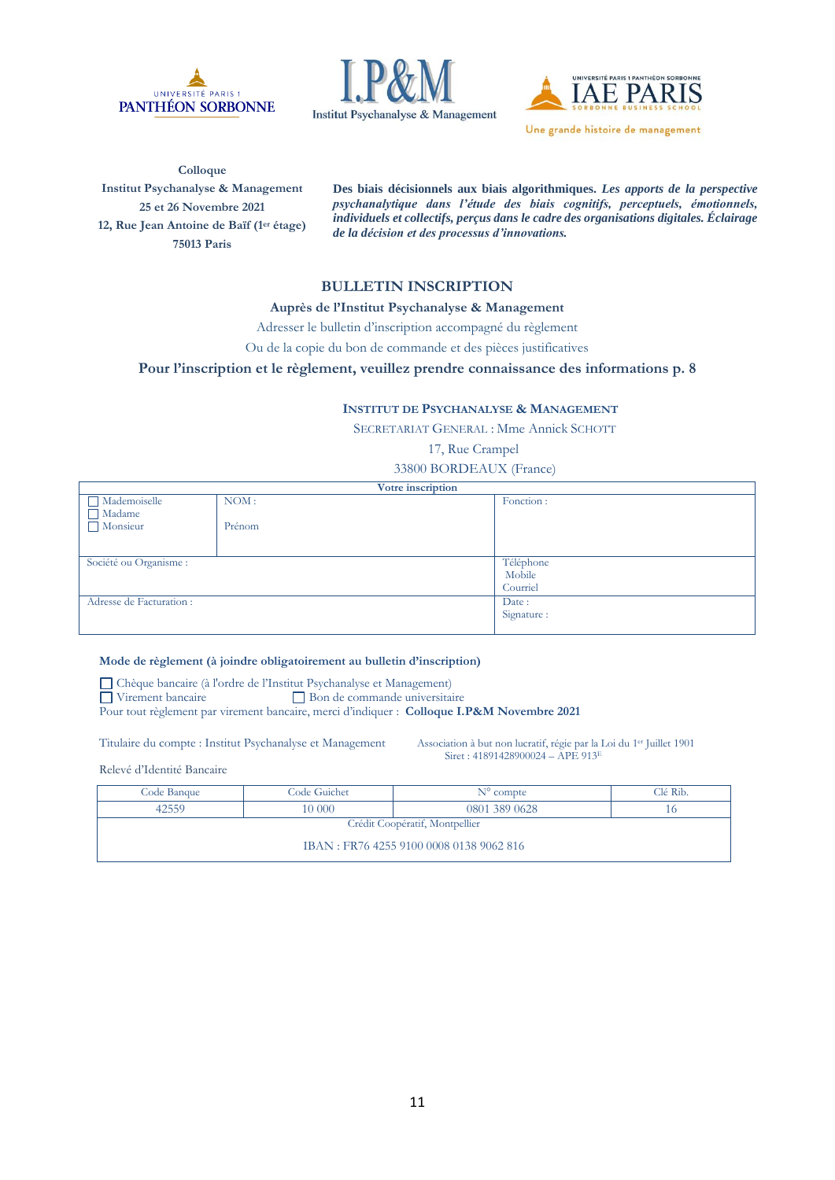UNIVERSITÉ PARIS 1 PANTHÉON SORBONNE

I.P&M
Institut Psychanalyse & Management

UNIVERSITÉ PARIS 1 PANTHÉON SORBONNE
IAE PARIS
SORBONNE BUSINESS SCHOOL
Une grande histoire de management

**Colloque**
**Institut Psychanalyse & Management**
**25 et 26 Novembre 2021**
**12, Rue Jean Antoine de Baïf (1er étage)**
**75013 Paris**

**Des biais décisionnels aux biais algorithmiques.** ***Les apports de la perspective psychanalytique dans l'étude des biais cognitifs, perceptuels, émotionnels, individuels et collectifs, perçus dans le cadre des organisations digitales. Éclairage de la décision et des processus d'innovations.***

## BULLETIN INSCRIPTION

**Auprès de l'Institut Psychanalyse & Management**

Adresser le bulletin d'inscription accompagné du règlement

Ou de la copie du bon de commande et des pièces justificatives

**Pour l'inscription et le règlement, veuillez prendre connaissance des informations p. 8**

**INSTITUT DE PSYCHANALYSE & MANAGEMENT**
SECRETARIAT GENERAL : Mme Annick SCHOTT
17, Rue Crampel
33800 BORDEAUX (France)

| Votre inscription | | |
|---|---|---|
| ☐ Mademoiselle<br>☐ Madame<br>☐ Monsieur | NOM :<br><br>Prénom | Fonction : |
| Société ou Organisme : | | Téléphone<br>Mobile<br>Courriel |
| Adresse de Facturation : | | Date :<br>Signature : |

**Mode de règlement (à joindre obligatoirement au bulletin d'inscription)**

☐ Chèque bancaire (à l'ordre de l'Institut Psychanalyse et Management)
☐ Virement bancaire ☐ Bon de commande universitaire
Pour tout règlement par virement bancaire, merci d'indiquer : **Colloque I.P&M Novembre 2021**

Titulaire du compte : Institut Psychanalyse et Management

Association à but non lucratif, régie par la Loi du 1er Juillet 1901
Siret : 41891428900024 – APE 913E

Relevé d'Identité Bancaire

| Code Banque | Code Guichet | N° compte | Clé Rib. |
|---|---|---|---|
| 42559 | 10 000 | 0801 389 0628 | 16 |
| Crédit Coopératif, Montpellier<br><br>IBAN : FR76 4255 9100 0008 0138 9062 816 | | | |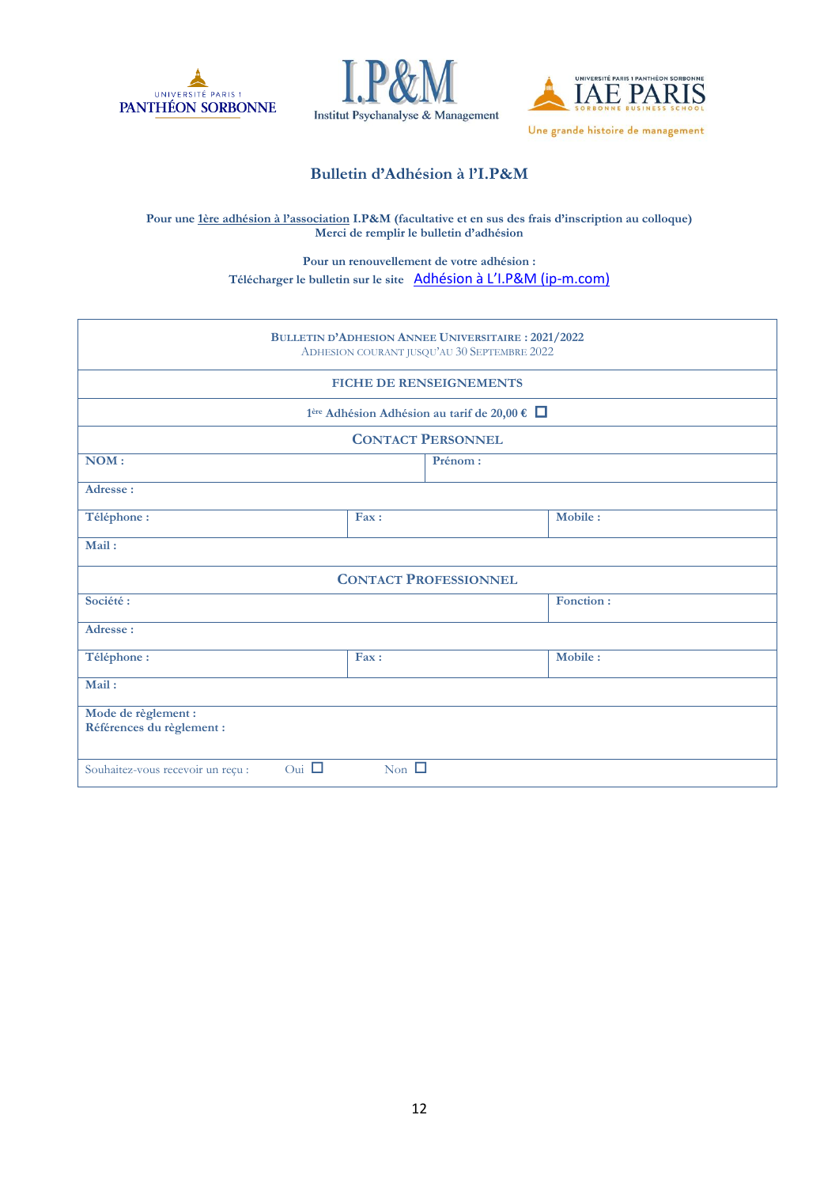UNIVERSITÉ PARIS 1 PANTHÉON SORBONNE

I.P&M
Institut Psychanalyse & Management

UNIVERSITÉ PARIS 1 PANTHÉON SORBONNE
IAE PARIS
SORBONNE BUSINESS SCHOOL
Une grande histoire de management

## Bulletin d'Adhésion à l'I.P&M

**Pour une 1ère adhésion à l'association I.P&M (facultative et en sus des frais d'inscription au colloque)**
**Merci de remplir le bulletin d'adhésion**

**Pour un renouvellement de votre adhésion :**
**Télécharger le bulletin sur le site** Adhésion à L'I.P&M (ip-m.com)

| BULLETIN D'ADHESION ANNEE UNIVERSITAIRE : 2021/2022<br>ADHESION COURANT JUSQU'AU 30 SEPTEMBRE 2022 | | |
|---|---|---|
| **FICHE DE RENSEIGNEMENTS** | | |
| **1ère Adhésion Adhésion au tarif de 20,00 €** ☐ | | |
| **CONTACT PERSONNEL** | | |
| **NOM :** | **Prénom :** | |
| **Adresse :** | | |
| **Téléphone :** | **Fax :** | **Mobile :** |
| **Mail :** | | |
| **CONTACT PROFESSIONNEL** | | |
| **Société :** | | **Fonction :** |
| **Adresse :** | | |
| **Téléphone :** | **Fax :** | **Mobile :** |
| **Mail :** | | |
| **Mode de règlement :**<br>**Références du règlement :** | | |
| Souhaitez-vous recevoir un reçu : Oui ☐ | Non ☐ | |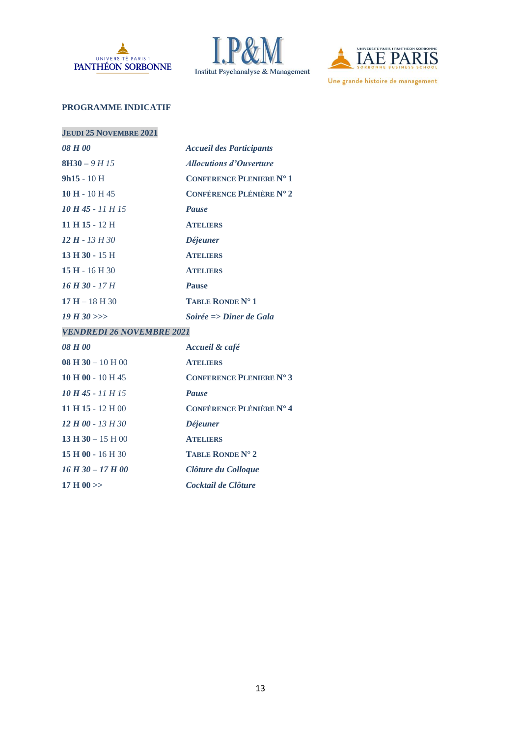UNIVERSITÉ PARIS 1 PANTHÉON SORBONNE

I.P&M Institut Psychanalyse & Management

UNIVERSITÉ PARIS 1 PANTHÉON SORBONNE IAE PARIS SORBONNE BUSINESS SCHOOL

Une grande histoire de management

## PROGRAMME INDICATIF

| | |
|---|---|
| **JEUDI 25 NOVEMBRE 2021** | |
| ***08 H 00*** | ***Accueil des Participants*** |
| **8H30** – *9 H 15* | ***Allocutions d'Ouverture*** |
| **9h15** - 10 H | **CONFERENCE PLENIERE N° 1** |
| **10 H** - 10 H 45 | **CONFÉRENCE PLÉNIÈRE N° 2** |
| ***10 H 45*** - *11 H 15* | ***Pause*** |
| **11 H 15** - 12 H | **ATELIERS** |
| ***12 H*** - *13 H 30* | ***Déjeuner*** |
| **13 H 30** - 15 H | **ATELIERS** |
| **15 H** - 16 H 30 | **ATELIERS** |
| ***16 H 30*** - *17 H* | ***Pause*** |
| **17 H** – 18 H 30 | **TABLE RONDE N° 1** |
| ***19 H 30 >>>*** | ***Soirée => Diner de Gala*** |
| ***VENDREDI 26 NOVEMBRE 2021*** | |
| ***08 H 00*** | ***Accueil & café*** |
| **08 H 30** – 10 H 00 | **ATELIERS** |
| **10 H 00** - 10 H 45 | **CONFERENCE PLENIERE N° 3** |
| ***10 H 45*** - *11 H 15* | ***Pause*** |
| **11 H 15** - 12 H 00 | **CONFÉRENCE PLÉNIÈRE N° 4** |
| ***12 H 00*** - *13 H 30* | ***Déjeuner*** |
| **13 H 30** – 15 H 00 | **ATELIERS** |
| **15 H 00** - 16 H 30 | **TABLE RONDE N° 2** |
| ***16 H 30 – 17 H 00*** | ***Clôture du Colloque*** |
| **17 H 00 >>** | ***Cocktail de Clôture*** |